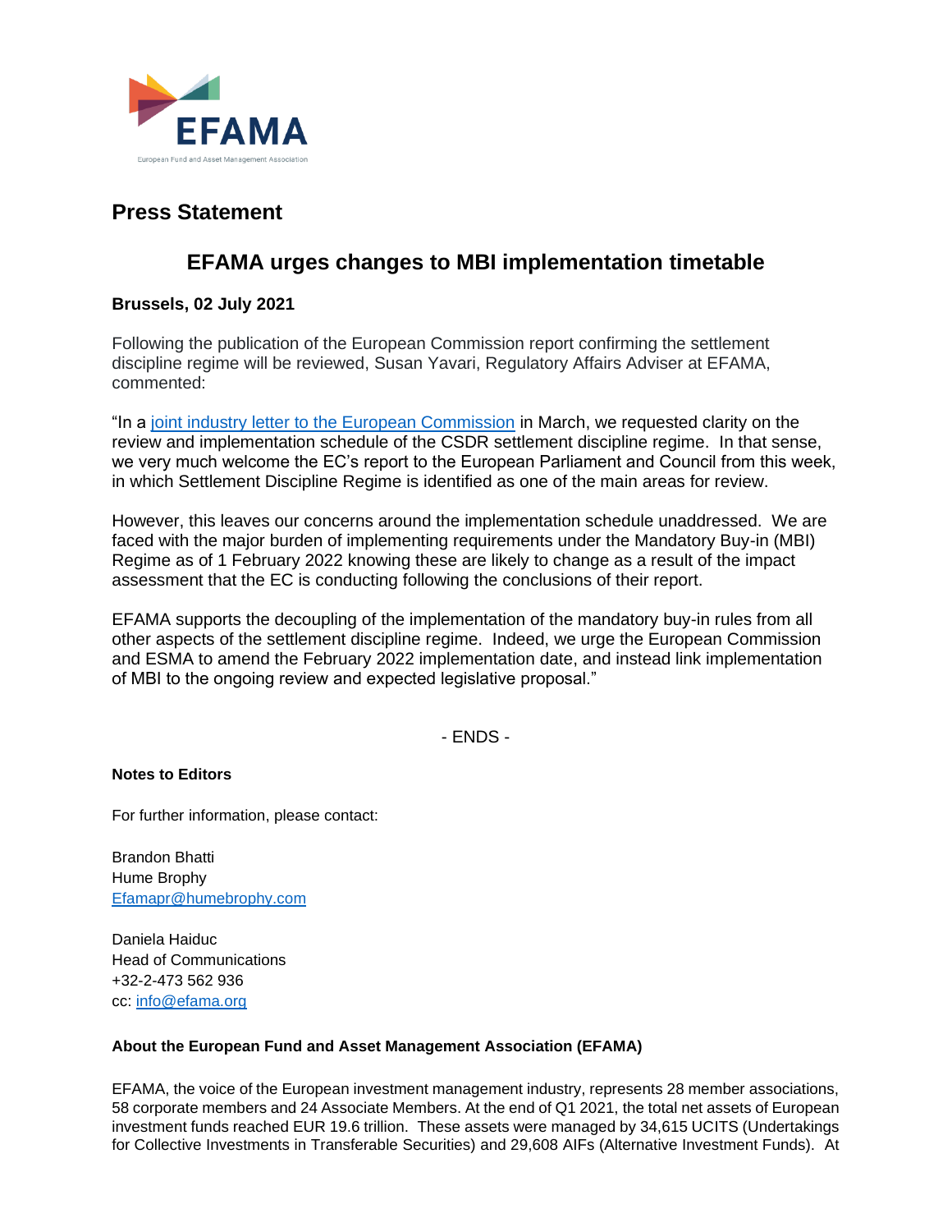EFAMA

European Fund and Asset Management Association

## Press Statement

# EFAMA urges changes to MBI implementation timetable

**Brussels, 02 July 2021**

Following the publication of the European Commission report confirming the settlement discipline regime will be reviewed, Susan Yavari, Regulatory Affairs Adviser at EFAMA, commented:

"In a joint industry letter to the European Commission in March, we requested clarity on the review and implementation schedule of the CSDR settlement discipline regime. In that sense, we very much welcome the EC's report to the European Parliament and Council from this week, in which Settlement Discipline Regime is identified as one of the main areas for review.

However, this leaves our concerns around the implementation schedule unaddressed. We are faced with the major burden of implementing requirements under the Mandatory Buy-in (MBI) Regime as of 1 February 2022 knowing these are likely to change as a result of the impact assessment that the EC is conducting following the conclusions of their report.

EFAMA supports the decoupling of the implementation of the mandatory buy-in rules from all other aspects of the settlement discipline regime. Indeed, we urge the European Commission and ESMA to amend the February 2022 implementation date, and instead link implementation of MBI to the ongoing review and expected legislative proposal."

- ENDS -

**Notes to Editors**

For further information, please contact:

Brandon Bhatti
Hume Brophy
Efamapr@humebrophy.com

Daniela Haiduc
Head of Communications
+32-2-473 562 936
cc: info@efama.org

**About the European Fund and Asset Management Association (EFAMA)**

EFAMA, the voice of the European investment management industry, represents 28 member associations, 58 corporate members and 24 Associate Members. At the end of Q1 2021, the total net assets of European investment funds reached EUR 19.6 trillion. These assets were managed by 34,615 UCITS (Undertakings for Collective Investments in Transferable Securities) and 29,608 AIFs (Alternative Investment Funds). At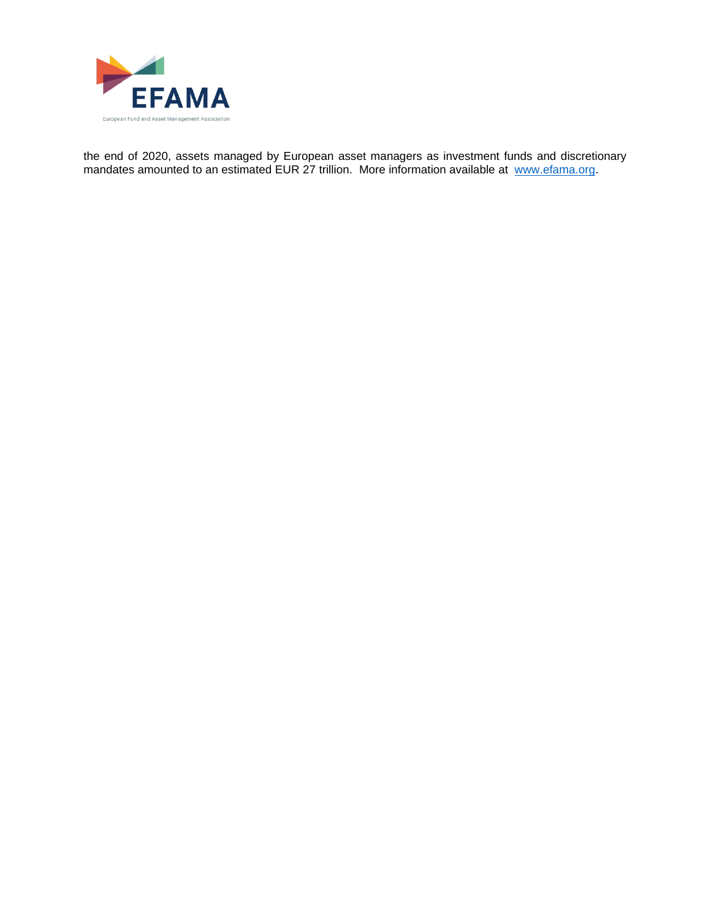the end of 2020, assets managed by European asset managers as investment funds and discretionary mandates amounted to an estimated EUR 27 trillion. More information available at [www.efama.org](http://www.efama.org).